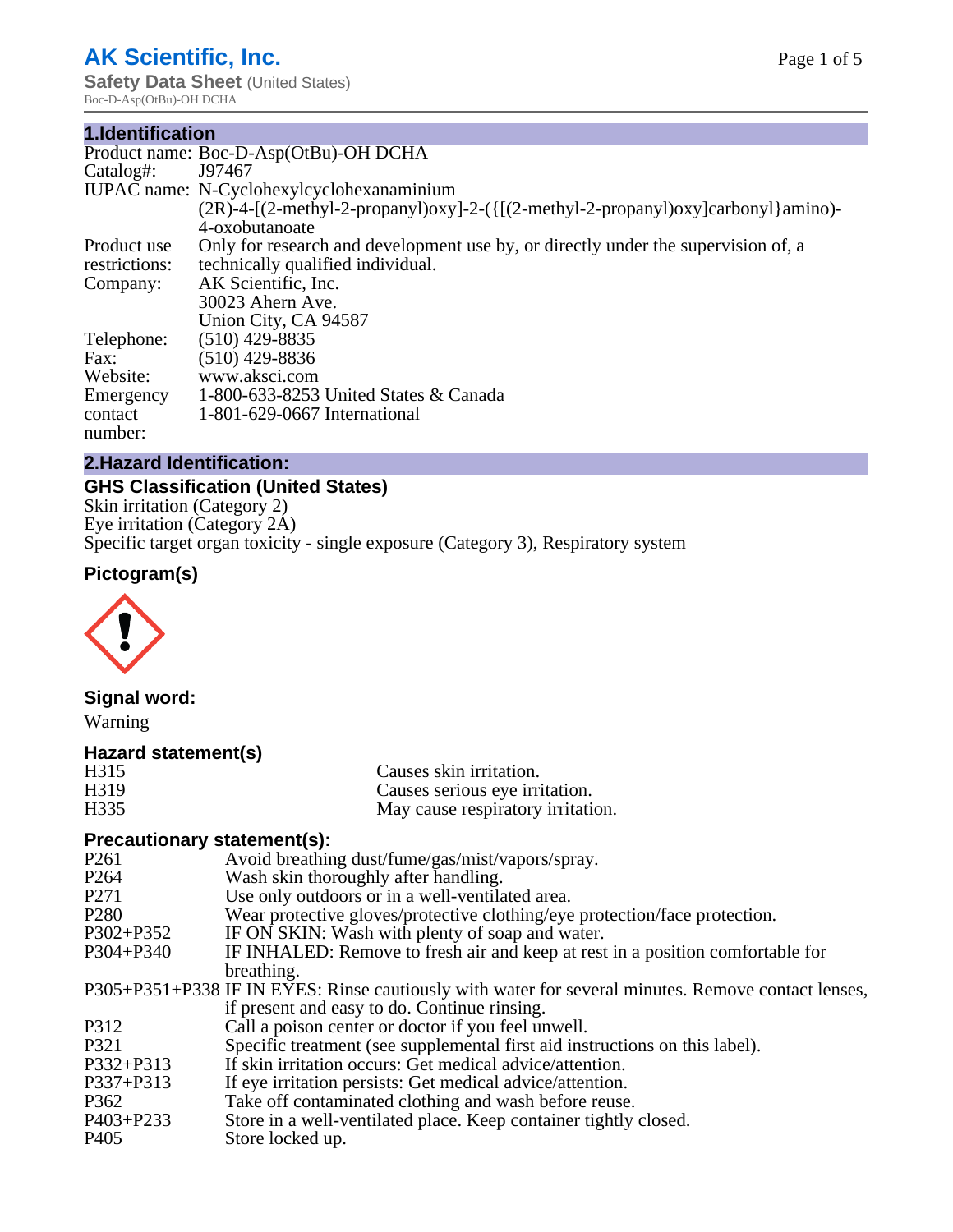# AK Scientific, Inc.

**Safety Data Sheet** (United States)

Boc-D-Asp(OtBu)-OH DCHA

## 1.Identification

| | |
|---|---|
| Product name: | Boc-D-Asp(OtBu)-OH DCHA |
| Catalog#: | J97467 |
| IUPAC name: | N-Cyclohexylcyclohexanaminium (2R)-4-[(2-methyl-2-propanyl)oxy]-2-({[(2-methyl-2-propanyl)oxy]carbonyl}amino)-4-oxobutanoate |
| Product use restrictions: | Only for research and development use by, or directly under the supervision of, a technically qualified individual. |
| Company: | AK Scientific, Inc.<br>30023 Ahern Ave.<br>Union City, CA 94587 |
| Telephone: | (510) 429-8835 |
| Fax: | (510) 429-8836 |
| Website: | www.aksci.com |
| Emergency contact number: | 1-800-633-8253 United States & Canada<br>1-801-629-0667 International |

## 2.Hazard Identification:

### GHS Classification (United States)

Skin irritation (Category 2)
Eye irritation (Category 2A)
Specific target organ toxicity - single exposure (Category 3), Respiratory system

### Pictogram(s)

### Signal word:

Warning

### Hazard statement(s)

| | |
|---|---|
| H315 | Causes skin irritation. |
| H319 | Causes serious eye irritation. |
| H335 | May cause respiratory irritation. |

### Precautionary statement(s):

| | |
|---|---|
| P261 | Avoid breathing dust/fume/gas/mist/vapors/spray. |
| P264 | Wash skin thoroughly after handling. |
| P271 | Use only outdoors or in a well-ventilated area. |
| P280 | Wear protective gloves/protective clothing/eye protection/face protection. |
| P302+P352 | IF ON SKIN: Wash with plenty of soap and water. |
| P304+P340 | IF INHALED: Remove to fresh air and keep at rest in a position comfortable for breathing. |
| P305+P351+P338 | IF IN EYES: Rinse cautiously with water for several minutes. Remove contact lenses, if present and easy to do. Continue rinsing. |
| P312 | Call a poison center or doctor if you feel unwell. |
| P321 | Specific treatment (see supplemental first aid instructions on this label). |
| P332+P313 | If skin irritation occurs: Get medical advice/attention. |
| P337+P313 | If eye irritation persists: Get medical advice/attention. |
| P362 | Take off contaminated clothing and wash before reuse. |
| P403+P233 | Store in a well-ventilated place. Keep container tightly closed. |
| P405 | Store locked up. |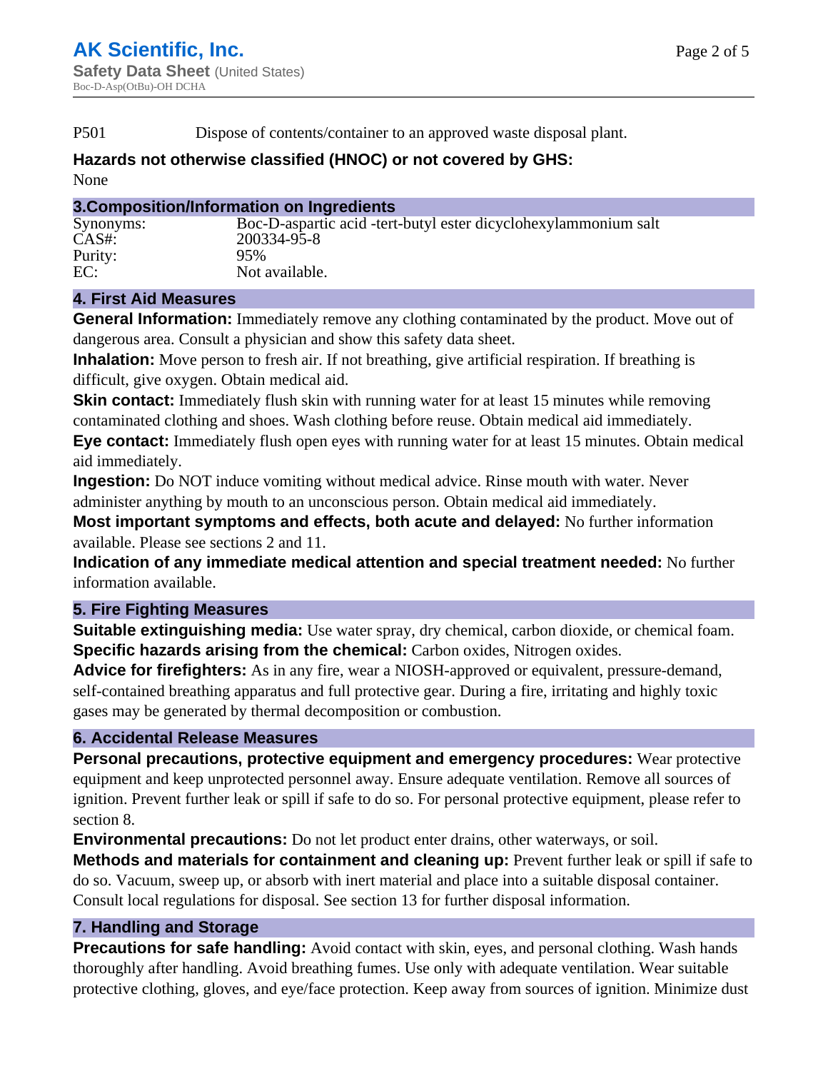P501 Dispose of contents/container to an approved waste disposal plant.

### Hazards not otherwise classified (HNOC) or not covered by GHS:

None

## 3.Composition/Information on Ingredients

| | |
|---|---|
| Synonyms: | Boc-D-aspartic acid -tert-butyl ester dicyclohexylammonium salt |
| CAS#: | 200334-95-8 |
| Purity: | 95% |
| EC: | Not available. |

## 4. First Aid Measures

**General Information:** Immediately remove any clothing contaminated by the product. Move out of dangerous area. Consult a physician and show this safety data sheet.

**Inhalation:** Move person to fresh air. If not breathing, give artificial respiration. If breathing is difficult, give oxygen. Obtain medical aid.

**Skin contact:** Immediately flush skin with running water for at least 15 minutes while removing contaminated clothing and shoes. Wash clothing before reuse. Obtain medical aid immediately.

**Eye contact:** Immediately flush open eyes with running water for at least 15 minutes. Obtain medical aid immediately.

**Ingestion:** Do NOT induce vomiting without medical advice. Rinse mouth with water. Never administer anything by mouth to an unconscious person. Obtain medical aid immediately.

**Most important symptoms and effects, both acute and delayed:** No further information available. Please see sections 2 and 11.

**Indication of any immediate medical attention and special treatment needed:** No further information available.

## 5. Fire Fighting Measures

**Suitable extinguishing media:** Use water spray, dry chemical, carbon dioxide, or chemical foam.

**Specific hazards arising from the chemical:** Carbon oxides, Nitrogen oxides.

**Advice for firefighters:** As in any fire, wear a NIOSH-approved or equivalent, pressure-demand, self-contained breathing apparatus and full protective gear. During a fire, irritating and highly toxic gases may be generated by thermal decomposition or combustion.

## 6. Accidental Release Measures

**Personal precautions, protective equipment and emergency procedures:** Wear protective equipment and keep unprotected personnel away. Ensure adequate ventilation. Remove all sources of ignition. Prevent further leak or spill if safe to do so. For personal protective equipment, please refer to section 8.

**Environmental precautions:** Do not let product enter drains, other waterways, or soil.

**Methods and materials for containment and cleaning up:** Prevent further leak or spill if safe to do so. Vacuum, sweep up, or absorb with inert material and place into a suitable disposal container. Consult local regulations for disposal. See section 13 for further disposal information.

## 7. Handling and Storage

**Precautions for safe handling:** Avoid contact with skin, eyes, and personal clothing. Wash hands thoroughly after handling. Avoid breathing fumes. Use only with adequate ventilation. Wear suitable protective clothing, gloves, and eye/face protection. Keep away from sources of ignition. Minimize dust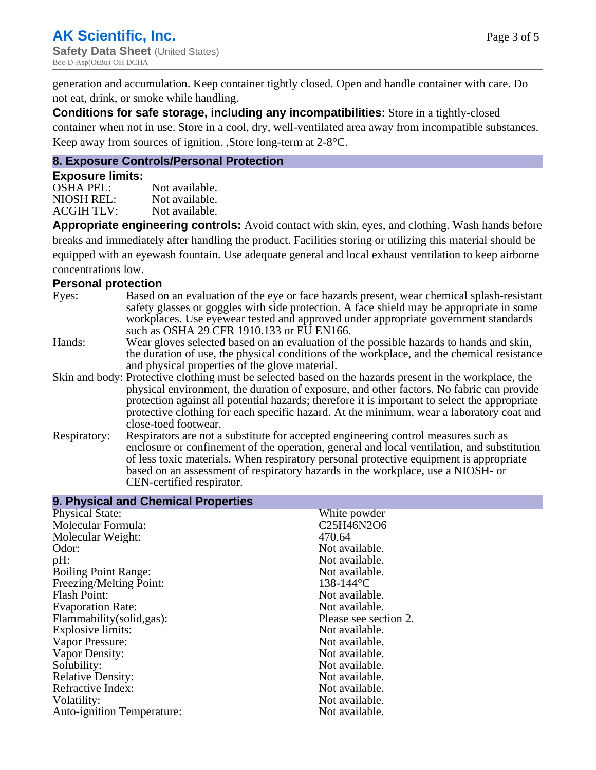generation and accumulation. Keep container tightly closed. Open and handle container with care. Do not eat, drink, or smoke while handling.

**Conditions for safe storage, including any incompatibilities:** Store in a tightly-closed container when not in use. Store in a cool, dry, well-ventilated area away from incompatible substances. Keep away from sources of ignition. ,Store long-term at 2-8°C.

## 8. Exposure Controls/Personal Protection

### Exposure limits:

| | |
|---|---|
| OSHA PEL: | Not available. |
| NIOSH REL: | Not available. |
| ACGIH TLV: | Not available. |

**Appropriate engineering controls:** Avoid contact with skin, eyes, and clothing. Wash hands before breaks and immediately after handling the product. Facilities storing or utilizing this material should be equipped with an eyewash fountain. Use adequate general and local exhaust ventilation to keep airborne concentrations low.

### Personal protection

| | |
|---|---|
| Eyes: | Based on an evaluation of the eye or face hazards present, wear chemical splash-resistant safety glasses or goggles with side protection. A face shield may be appropriate in some workplaces. Use eyewear tested and approved under appropriate government standards such as OSHA 29 CFR 1910.133 or EU EN166. |
| Hands: | Wear gloves selected based on an evaluation of the possible hazards to hands and skin, the duration of use, the physical conditions of the workplace, and the chemical resistance and physical properties of the glove material. |
| Skin and body: | Protective clothing must be selected based on the hazards present in the workplace, the physical environment, the duration of exposure, and other factors. No fabric can provide protection against all potential hazards; therefore it is important to select the appropriate protective clothing for each specific hazard. At the minimum, wear a laboratory coat and close-toed footwear. |
| Respiratory: | Respirators are not a substitute for accepted engineering control measures such as enclosure or confinement of the operation, general and local ventilation, and substitution of less toxic materials. When respiratory personal protective equipment is appropriate based on an assessment of respiratory hazards in the workplace, use a NIOSH- or CEN-certified respirator. |

## 9. Physical and Chemical Properties

| | |
|---|---|
| Physical State: | White powder |
| Molecular Formula: | $C_{25}H_{46}N_2O_6$ |
| Molecular Weight: | 470.64 |
| Odor: | Not available. |
| pH: | Not available. |
| Boiling Point Range: | Not available. |
| Freezing/Melting Point: | 138-144°C |
| Flash Point: | Not available. |
| Evaporation Rate: | Not available. |
| Flammability(solid,gas): | Please see section 2. |
| Explosive limits: | Not available. |
| Vapor Pressure: | Not available. |
| Vapor Density: | Not available. |
| Solubility: | Not available. |
| Relative Density: | Not available. |
| Refractive Index: | Not available. |
| Volatility: | Not available. |
| Auto-ignition Temperature: | Not available. |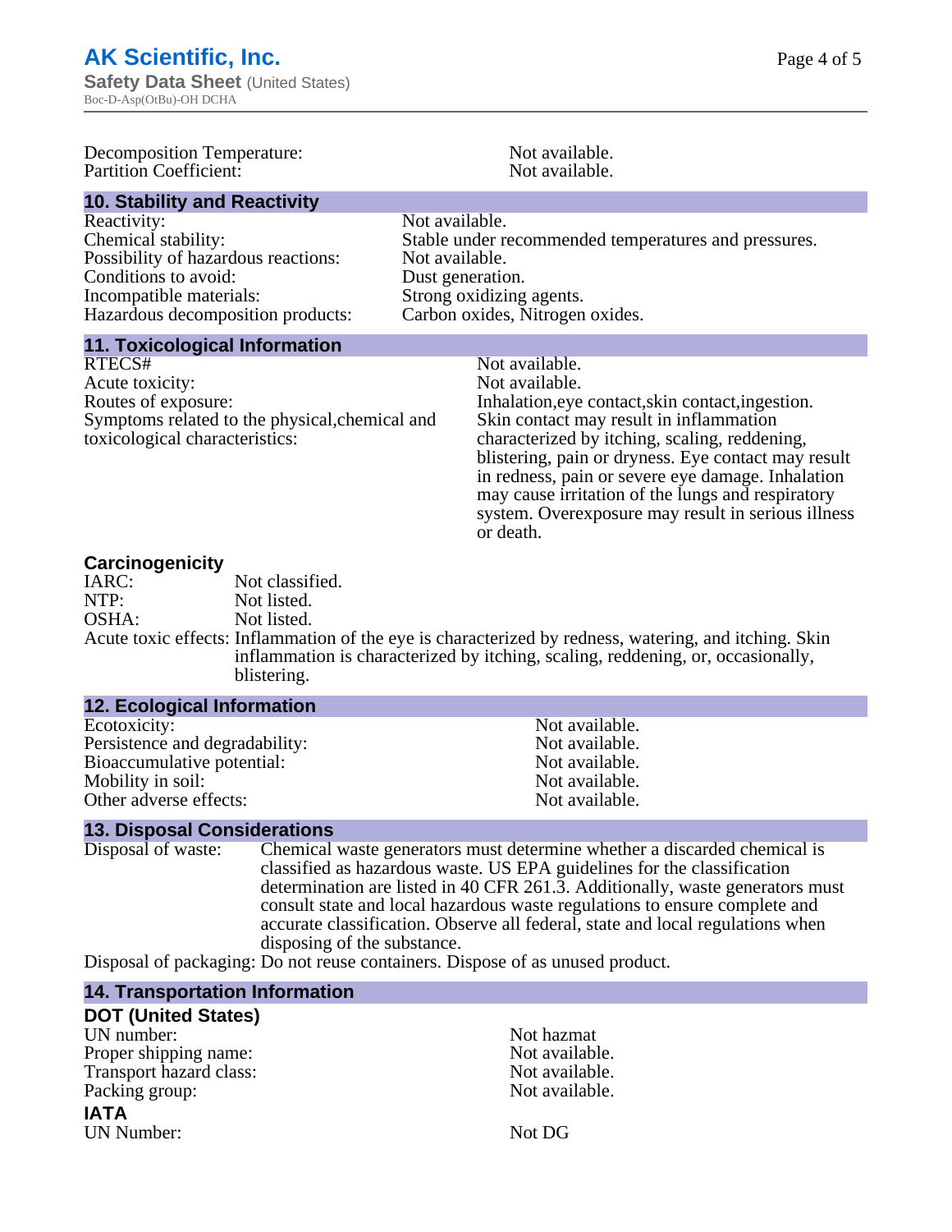| | |
|---|---|
| Decomposition Temperature: | Not available. |
| Partition Coefficient: | Not available. |

## 10. Stability and Reactivity

| | |
|---|---|
| Reactivity: | Not available. |
| Chemical stability: | Stable under recommended temperatures and pressures. |
| Possibility of hazardous reactions: | Not available. |
| Conditions to avoid: | Dust generation. |
| Incompatible materials: | Strong oxidizing agents. |
| Hazardous decomposition products: | Carbon oxides, Nitrogen oxides. |

## 11. Toxicological Information

| | |
|---|---|
| RTECS# | Not available. |
| Acute toxicity: | Not available. |
| Routes of exposure: | Inhalation,eye contact,skin contact,ingestion. |
| Symptoms related to the physical,chemical and toxicological characteristics: | Skin contact may result in inflammation characterized by itching, scaling, reddening, blistering, pain or dryness. Eye contact may result in redness, pain or severe eye damage. Inhalation may cause irritation of the lungs and respiratory system. Overexposure may result in serious illness or death. |

### Carcinogenicity

| | |
|---|---|
| IARC: | Not classified. |
| NTP: | Not listed. |
| OSHA: | Not listed. |
| Acute toxic effects: | Inflammation of the eye is characterized by redness, watering, and itching. Skin inflammation is characterized by itching, scaling, reddening, or, occasionally, blistering. |

## 12. Ecological Information

| | |
|---|---|
| Ecotoxicity: | Not available. |
| Persistence and degradability: | Not available. |
| Bioaccumulative potential: | Not available. |
| Mobility in soil: | Not available. |
| Other adverse effects: | Not available. |

## 13. Disposal Considerations

| | |
|---|---|
| Disposal of waste: | Chemical waste generators must determine whether a discarded chemical is classified as hazardous waste. US EPA guidelines for the classification determination are listed in 40 CFR 261.3. Additionally, waste generators must consult state and local hazardous waste regulations to ensure complete and accurate classification. Observe all federal, state and local regulations when disposing of the substance. |
| Disposal of packaging: | Do not reuse containers. Dispose of as unused product. |

## 14. Transportation Information

### DOT (United States)

| | |
|---|---|
| UN number: | Not hazmat |
| Proper shipping name: | Not available. |
| Transport hazard class: | Not available. |
| Packing group: | Not available. |

### IATA

| | |
|---|---|
| UN Number: | Not DG |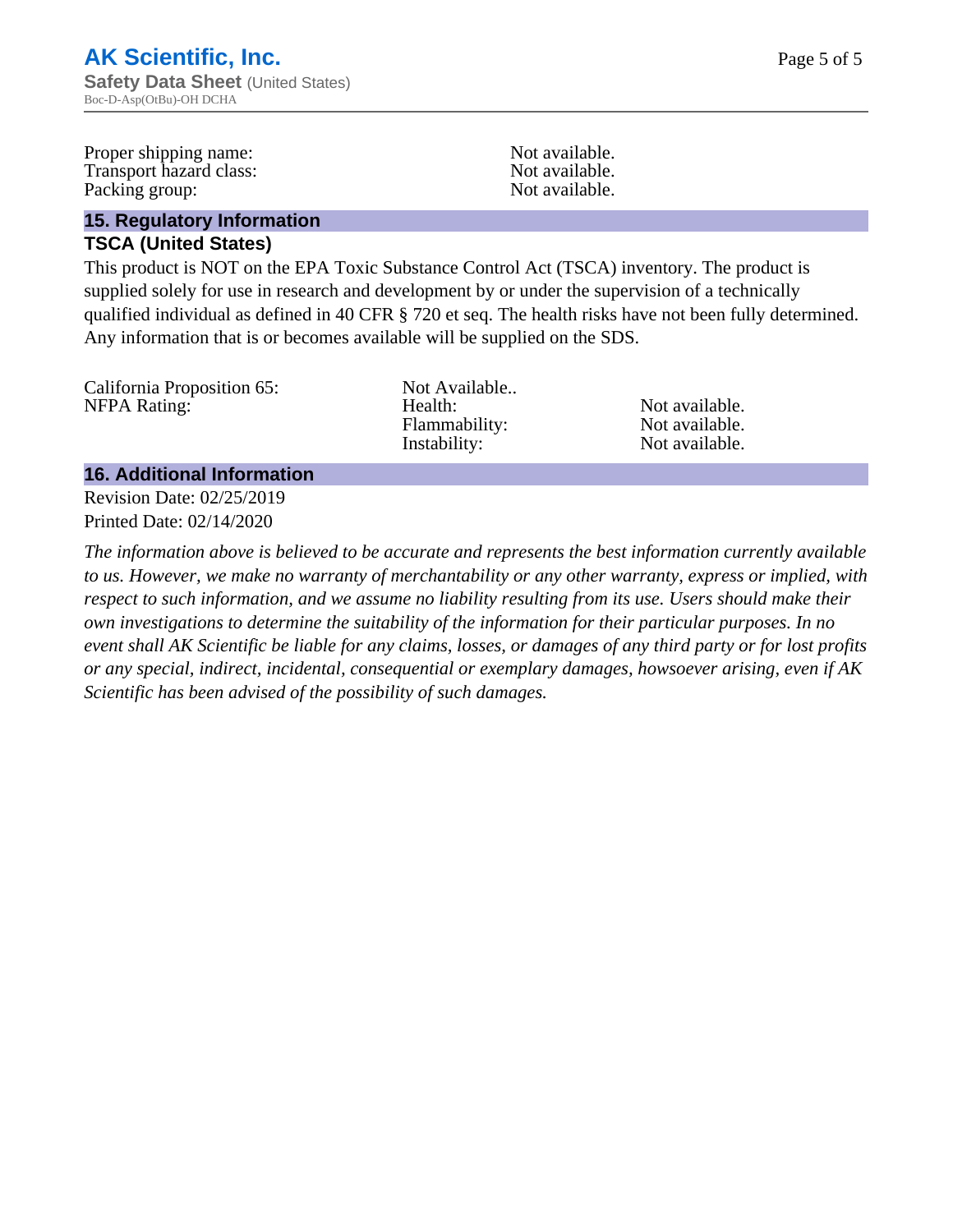| | |
|---|---|
| Proper shipping name: | Not available. |
| Transport hazard class: | Not available. |
| Packing group: | Not available. |

## 15. Regulatory Information

### TSCA (United States)

This product is NOT on the EPA Toxic Substance Control Act (TSCA) inventory. The product is supplied solely for use in research and development by or under the supervision of a technically qualified individual as defined in 40 CFR § 720 et seq. The health risks have not been fully determined. Any information that is or becomes available will be supplied on the SDS.

| | | |
|---|---|---|
| California Proposition 65: | Not Available.. | |
| NFPA Rating: | Health: | Not available. |
| | Flammability: | Not available. |
| | Instability: | Not available. |

## 16. Additional Information

Revision Date: 02/25/2019
Printed Date: 02/14/2020

*The information above is believed to be accurate and represents the best information currently available to us. However, we make no warranty of merchantability or any other warranty, express or implied, with respect to such information, and we assume no liability resulting from its use. Users should make their own investigations to determine the suitability of the information for their particular purposes. In no event shall AK Scientific be liable for any claims, losses, or damages of any third party or for lost profits or any special, indirect, incidental, consequential or exemplary damages, howsoever arising, even if AK Scientific has been advised of the possibility of such damages.*